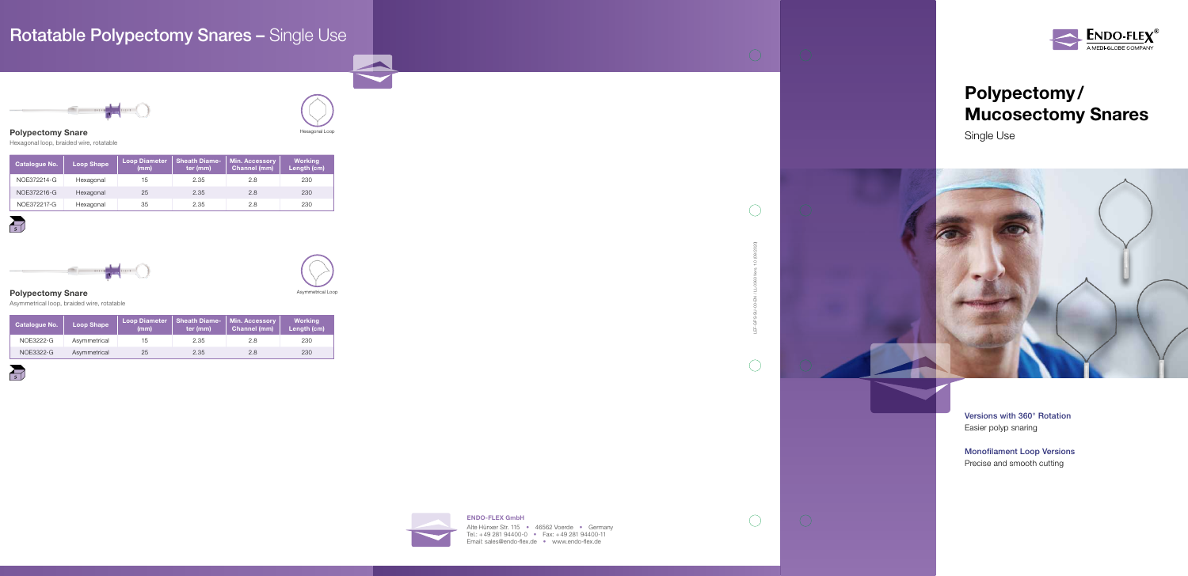# Rotatable Polypectomy Snares – Single Use

Hexagonal Loop

### Polypectomy Snare

Hexagonal loop, braided wire, rotatable

| Catalogue No. | Loop Shape | Loop Diameter (mm) | Sheath Diameter (mm) | Min. Accessory Channel (mm) | Working Length (cm) |
|---|---|---|---|---|---|
| NOE372214-G | Hexagonal | 15 | 2.35 | 2.8 | 230 |
| NOE372216-G | Hexagonal | 25 | 2.35 | 2.8 | 230 |
| NOE372217-G | Hexagonal | 35 | 2.35 | 2.8 | 230 |

5

Asymmetrical Loop

### Polypectomy Snare

Asymmetrical loop, braided wire, rotatable

| Catalogue No. | Loop Shape | Loop Diameter (mm) | Sheath Diameter (mm) | Min. Accessory Channel (mm) | Working Length (cm) |
|---|---|---|---|---|---|
| NOE3222-G | Asymmetrical | 15 | 2.35 | 2.8 | 230 |
| NOE3322-G | Asymmetrical | 25 | 2.35 | 2.8 | 230 |

5

LEF-SFS-IN-101-EN / LL0060 Vers. 1.0 (06/2020)

**ENDO-FLEX GmbH**
Alte Hünxer Str. 115 • 46562 Voerde • Germany
Tel.: +49 281 94400-0 • Fax: +49 281 94400-11
Email: sales@endo-flex.de • www.endo-flex.de

ENDO-FLEX® A MEDI-GLOBE COMPANY

# Polypectomy / Mucosectomy Snares

Single Use

**Versions with 360° Rotation**
Easier polyp snaring

**Monofilament Loop Versions**
Precise and smooth cutting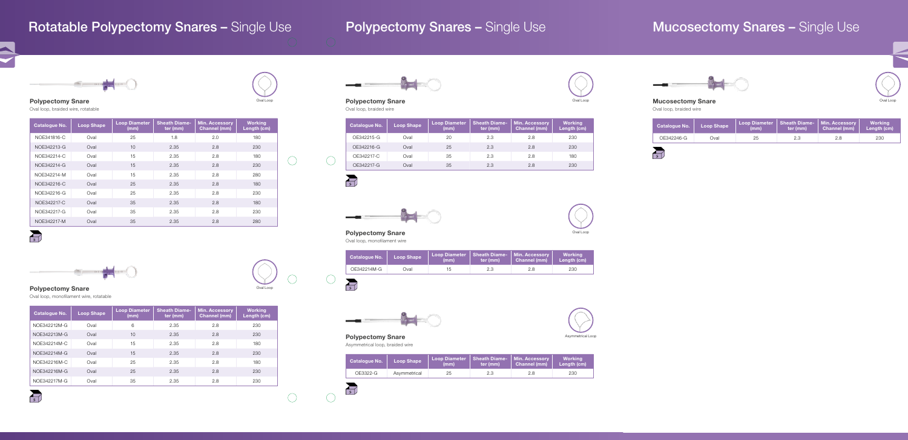# Rotatable Polypectomy Snares – Single Use

### Polypectomy Snare

Oval loop, braided wire, rotatable

Oval Loop

| Catalogue No. | Loop Shape | Loop Diameter (mm) | Sheath Diameter (mm) | Min. Accessory Channel (mm) | Working Length (cm) |
|---|---|---|---|---|---|
| NOE341816-C | Oval | 25 | 1.8 | 2.0 | 180 |
| NOE342213-G | Oval | 10 | 2.35 | 2.8 | 230 |
| NOE342214-C | Oval | 15 | 2.35 | 2.8 | 180 |
| NOE342214-G | Oval | 15 | 2.35 | 2.8 | 230 |
| NOE342214-M | Oval | 15 | 2.35 | 2.8 | 280 |
| NOE342216-C | Oval | 25 | 2.35 | 2.8 | 180 |
| NOE342216-G | Oval | 25 | 2.35 | 2.8 | 230 |
| NOE342217-C | Oval | 35 | 2.35 | 2.8 | 180 |
| NOE342217-G | Oval | 35 | 2.35 | 2.8 | 230 |
| NOE342217-M | Oval | 35 | 2.35 | 2.8 | 280 |

5

### Polypectomy Snare

Oval loop, monofilament wire, rotatable

Oval Loop

| Catalogue No. | Loop Shape | Loop Diameter (mm) | Sheath Diameter (mm) | Min. Accessory Channel (mm) | Working Length (cm) |
|---|---|---|---|---|---|
| NOE342212M-G | Oval | 6 | 2.35 | 2.8 | 230 |
| NOE342213M-G | Oval | 10 | 2.35 | 2.8 | 230 |
| NOE342214M-C | Oval | 15 | 2.35 | 2.8 | 180 |
| NOE342214M-G | Oval | 15 | 2.35 | 2.8 | 230 |
| NOE342216M-C | Oval | 25 | 2.35 | 2.8 | 180 |
| NOE342216M-G | Oval | 25 | 2.35 | 2.8 | 230 |
| NOE342217M-G | Oval | 35 | 2.35 | 2.8 | 230 |

5

# Polypectomy Snares – Single Use

### Polypectomy Snare

Oval loop, braided wire

Oval Loop

| Catalogue No. | Loop Shape | Loop Diameter (mm) | Sheath Diameter (mm) | Min. Accessory Channel (mm) | Working Length (cm) |
|---|---|---|---|---|---|
| OE342215-G | Oval | 20 | 2.3 | 2.8 | 230 |
| OE342216-G | Oval | 25 | 2.3 | 2.8 | 230 |
| OE342217-C | Oval | 35 | 2.3 | 2.8 | 180 |
| OE342217-G | Oval | 35 | 2.3 | 2.8 | 230 |

5

### Polypectomy Snare

Oval loop, monofilament wire

Oval Loop

| Catalogue No. | Loop Shape | Loop Diameter (mm) | Sheath Diameter (mm) | Min. Accessory Channel (mm) | Working Length (cm) |
|---|---|---|---|---|---|
| OE342214M-G | Oval | 15 | 2.3 | 2.8 | 230 |

5

### Polypectomy Snare

Asymmetrical loop, braided wire

Asymmetrical Loop

| Catalogue No. | Loop Shape | Loop Diameter (mm) | Sheath Diameter (mm) | Min. Accessory Channel (mm) | Working Length (cm) |
|---|---|---|---|---|---|
| OE3322-G | Asymmetrical | 25 | 2.3 | 2.8 | 230 |

5

# Mucosectomy Snares – Single Use

### Mucosectomy Snare

Oval loop, braided wire

Oval Loop

| Catalogue No. | Loop Shape | Loop Diameter (mm) | Sheath Diameter (mm) | Min. Accessory Channel (mm) | Working Length (cm) |
|---|---|---|---|---|---|
| OE342246-G | Oval | 25 | 2.3 | 2.8 | 230 |

5